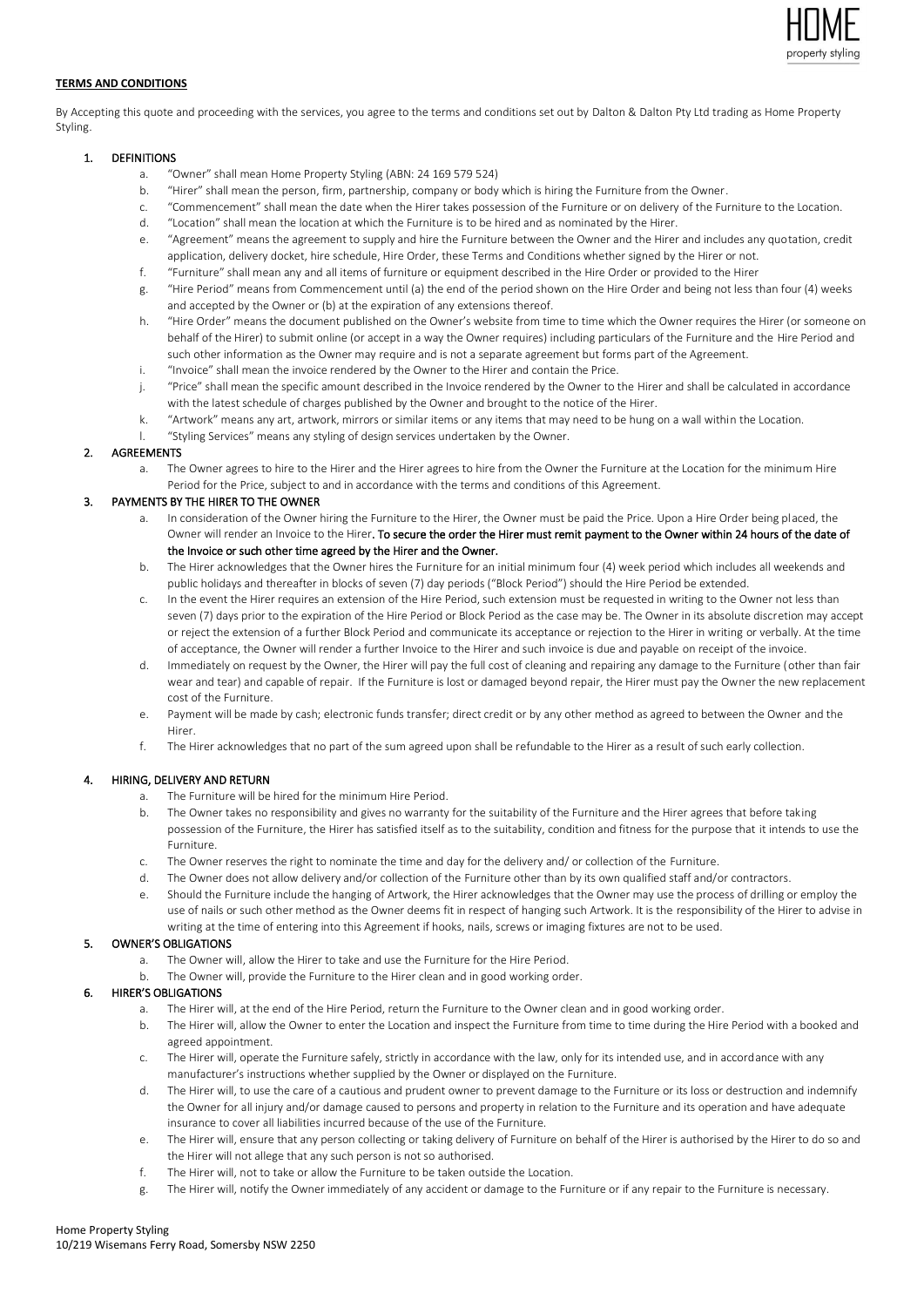**TERMS AND CONDITIONS**

By Accepting this quote and proceeding with the services, you agree to the terms and conditions set out by Dalton & Dalton Pty Ltd trading as Home Property Styling.

1. **DEFINITIONS**
   a. "Owner" shall mean Home Property Styling (ABN: 24 169 579 524)
   b. "Hirer" shall mean the person, firm, partnership, company or body which is hiring the Furniture from the Owner.
   c. "Commencement" shall mean the date when the Hirer takes possession of the Furniture or on delivery of the Furniture to the Location.
   d. "Location" shall mean the location at which the Furniture is to be hired and as nominated by the Hirer.
   e. "Agreement" means the agreement to supply and hire the Furniture between the Owner and the Hirer and includes any quotation, credit application, delivery docket, hire schedule, Hire Order, these Terms and Conditions whether signed by the Hirer or not.
   f. "Furniture" shall mean any and all items of furniture or equipment described in the Hire Order or provided to the Hirer
   g. "Hire Period" means from Commencement until (a) the end of the period shown on the Hire Order and being not less than four (4) weeks and accepted by the Owner or (b) at the expiration of any extensions thereof.
   h. "Hire Order" means the document published on the Owner's website from time to time which the Owner requires the Hirer (or someone on behalf of the Hirer) to submit online (or accept in a way the Owner requires) including particulars of the Furniture and the Hire Period and such other information as the Owner may require and is not a separate agreement but forms part of the Agreement.
   i. "Invoice" shall mean the invoice rendered by the Owner to the Hirer and contain the Price.
   j. "Price" shall mean the specific amount described in the Invoice rendered by the Owner to the Hirer and shall be calculated in accordance with the latest schedule of charges published by the Owner and brought to the notice of the Hirer.
   k. "Artwork" means any art, artwork, mirrors or similar items or any items that may need to be hung on a wall within the Location.
   l. "Styling Services" means any styling of design services undertaken by the Owner.

2. **AGREEMENTS**
   a. The Owner agrees to hire to the Hirer and the Hirer agrees to hire from the Owner the Furniture at the Location for the minimum Hire Period for the Price, subject to and in accordance with the terms and conditions of this Agreement.

3. **PAYMENTS BY THE HIRER TO THE OWNER**
   a. In consideration of the Owner hiring the Furniture to the Hirer, the Owner must be paid the Price. Upon a Hire Order being placed, the Owner will render an Invoice to the Hirer. **To secure the order the Hirer must remit payment to the Owner within 24 hours of the date of the Invoice or such other time agreed by the Hirer and the Owner.**
   b. The Hirer acknowledges that the Owner hires the Furniture for an initial minimum four (4) week period which includes all weekends and public holidays and thereafter in blocks of seven (7) day periods ("Block Period") should the Hire Period be extended.
   c. In the event the Hirer requires an extension of the Hire Period, such extension must be requested in writing to the Owner not less than seven (7) days prior to the expiration of the Hire Period or Block Period as the case may be. The Owner in its absolute discretion may accept or reject the extension of a further Block Period and communicate its acceptance or rejection to the Hirer in writing or verbally. At the time of acceptance, the Owner will render a further Invoice to the Hirer and such invoice is due and payable on receipt of the invoice.
   d. Immediately on request by the Owner, the Hirer will pay the full cost of cleaning and repairing any damage to the Furniture (other than fair wear and tear) and capable of repair. If the Furniture is lost or damaged beyond repair, the Hirer must pay the Owner the new replacement cost of the Furniture.
   e. Payment will be made by cash; electronic funds transfer; direct credit or by any other method as agreed to between the Owner and the Hirer.
   f. The Hirer acknowledges that no part of the sum agreed upon shall be refundable to the Hirer as a result of such early collection.

4. **HIRING, DELIVERY AND RETURN**
   a. The Furniture will be hired for the minimum Hire Period.
   b. The Owner takes no responsibility and gives no warranty for the suitability of the Furniture and the Hirer agrees that before taking possession of the Furniture, the Hirer has satisfied itself as to the suitability, condition and fitness for the purpose that it intends to use the Furniture.
   c. The Owner reserves the right to nominate the time and day for the delivery and/ or collection of the Furniture.
   d. The Owner does not allow delivery and/or collection of the Furniture other than by its own qualified staff and/or contractors.
   e. Should the Furniture include the hanging of Artwork, the Hirer acknowledges that the Owner may use the process of drilling or employ the use of nails or such other method as the Owner deems fit in respect of hanging such Artwork. It is the responsibility of the Hirer to advise in writing at the time of entering into this Agreement if hooks, nails, screws or imaging fixtures are not to be used.

5. **OWNER'S OBLIGATIONS**
   a. The Owner will, allow the Hirer to take and use the Furniture for the Hire Period.
   b. The Owner will, provide the Furniture to the Hirer clean and in good working order.

6. **HIRER'S OBLIGATIONS**
   a. The Hirer will, at the end of the Hire Period, return the Furniture to the Owner clean and in good working order.
   b. The Hirer will, allow the Owner to enter the Location and inspect the Furniture from time to time during the Hire Period with a booked and agreed appointment.
   c. The Hirer will, operate the Furniture safely, strictly in accordance with the law, only for its intended use, and in accordance with any manufacturer's instructions whether supplied by the Owner or displayed on the Furniture.
   d. The Hirer will, to use the care of a cautious and prudent owner to prevent damage to the Furniture or its loss or destruction and indemnify the Owner for all injury and/or damage caused to persons and property in relation to the Furniture and its operation and have adequate insurance to cover all liabilities incurred because of the use of the Furniture.
   e. The Hirer will, ensure that any person collecting or taking delivery of Furniture on behalf of the Hirer is authorised by the Hirer to do so and the Hirer will not allege that any such person is not so authorised.
   f. The Hirer will, not to take or allow the Furniture to be taken outside the Location.
   g. The Hirer will, notify the Owner immediately of any accident or damage to the Furniture or if any repair to the Furniture is necessary.

Home Property Styling
10/219 Wisemans Ferry Road, Somersby NSW 2250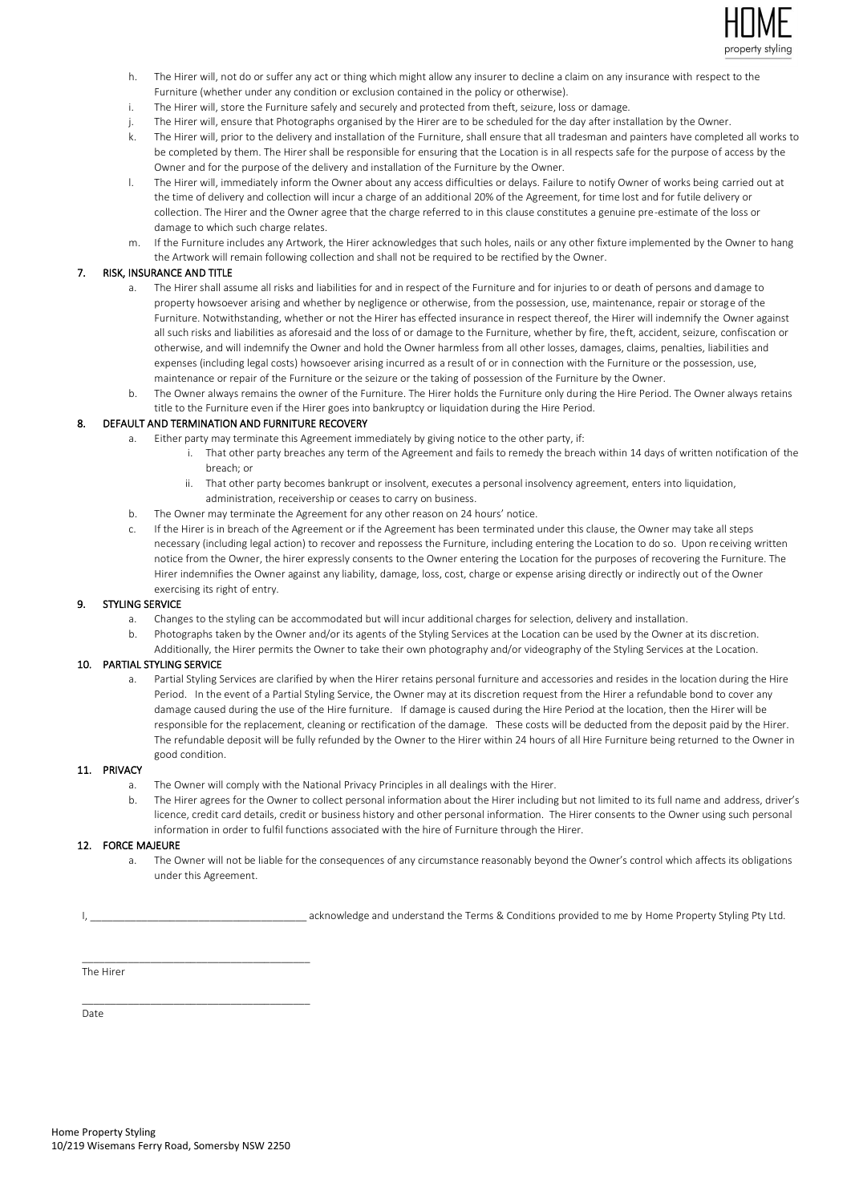h. The Hirer will, not do or suffer any act or thing which might allow any insurer to decline a claim on any insurance with respect to the Furniture (whether under any condition or exclusion contained in the policy or otherwise).

i. The Hirer will, store the Furniture safely and securely and protected from theft, seizure, loss or damage.

j. The Hirer will, ensure that Photographs organised by the Hirer are to be scheduled for the day after installation by the Owner.

k. The Hirer will, prior to the delivery and installation of the Furniture, shall ensure that all tradesman and painters have completed all works to be completed by them. The Hirer shall be responsible for ensuring that the Location is in all respects safe for the purpose of access by the Owner and for the purpose of the delivery and installation of the Furniture by the Owner.

l. The Hirer will, immediately inform the Owner about any access difficulties or delays. Failure to notify Owner of works being carried out at the time of delivery and collection will incur a charge of an additional 20% of the Agreement, for time lost and for futile delivery or collection. The Hirer and the Owner agree that the charge referred to in this clause constitutes a genuine pre-estimate of the loss or damage to which such charge relates.

m. If the Furniture includes any Artwork, the Hirer acknowledges that such holes, nails or any other fixture implemented by the Owner to hang the Artwork will remain following collection and shall not be required to be rectified by the Owner.

**7. RISK, INSURANCE AND TITLE**

a. The Hirer shall assume all risks and liabilities for and in respect of the Furniture and for injuries to or death of persons and damage to property howsoever arising and whether by negligence or otherwise, from the possession, use, maintenance, repair or storage of the Furniture. Notwithstanding, whether or not the Hirer has effected insurance in respect thereof, the Hirer will indemnify the Owner against all such risks and liabilities as aforesaid and the loss of or damage to the Furniture, whether by fire, theft, accident, seizure, confiscation or otherwise, and will indemnify the Owner and hold the Owner harmless from all other losses, damages, claims, penalties, liabilities and expenses (including legal costs) howsoever arising incurred as a result of or in connection with the Furniture or the possession, use, maintenance or repair of the Furniture or the seizure or the taking of possession of the Furniture by the Owner.

b. The Owner always remains the owner of the Furniture. The Hirer holds the Furniture only during the Hire Period. The Owner always retains title to the Furniture even if the Hirer goes into bankruptcy or liquidation during the Hire Period.

**8. DEFAULT AND TERMINATION AND FURNITURE RECOVERY**

a. Either party may terminate this Agreement immediately by giving notice to the other party, if:

i. That other party breaches any term of the Agreement and fails to remedy the breach within 14 days of written notification of the breach; or

ii. That other party becomes bankrupt or insolvent, executes a personal insolvency agreement, enters into liquidation, administration, receivership or ceases to carry on business.

b. The Owner may terminate the Agreement for any other reason on 24 hours' notice.

c. If the Hirer is in breach of the Agreement or if the Agreement has been terminated under this clause, the Owner may take all steps necessary (including legal action) to recover and repossess the Furniture, including entering the Location to do so. Upon receiving written notice from the Owner, the hirer expressly consents to the Owner entering the Location for the purposes of recovering the Furniture. The Hirer indemnifies the Owner against any liability, damage, loss, cost, charge or expense arising directly or indirectly out of the Owner exercising its right of entry.

**9. STYLING SERVICE**

a. Changes to the styling can be accommodated but will incur additional charges for selection, delivery and installation.

b. Photographs taken by the Owner and/or its agents of the Styling Services at the Location can be used by the Owner at its discretion. Additionally, the Hirer permits the Owner to take their own photography and/or videography of the Styling Services at the Location.

**10. PARTIAL STYLING SERVICE**

a. Partial Styling Services are clarified by when the Hirer retains personal furniture and accessories and resides in the location during the Hire Period. In the event of a Partial Styling Service, the Owner may at its discretion request from the Hirer a refundable bond to cover any damage caused during the use of the Hire furniture. If damage is caused during the Hire Period at the location, then the Hirer will be responsible for the replacement, cleaning or rectification of the damage. These costs will be deducted from the deposit paid by the Hirer. The refundable deposit will be fully refunded by the Owner to the Hirer within 24 hours of all Hire Furniture being returned to the Owner in good condition.

**11. PRIVACY**

a. The Owner will comply with the National Privacy Principles in all dealings with the Hirer.

b. The Hirer agrees for the Owner to collect personal information about the Hirer including but not limited to its full name and address, driver's licence, credit card details, credit or business history and other personal information. The Hirer consents to the Owner using such personal information in order to fulfil functions associated with the hire of Furniture through the Hirer.

**12. FORCE MAJEURE**

a. The Owner will not be liable for the consequences of any circumstance reasonably beyond the Owner's control which affects its obligations under this Agreement.

I, ____________________________________ acknowledge and understand the Terms & Conditions provided to me by Home Property Styling Pty Ltd.

________________________________________

The Hirer

________________________________________

Date

Home Property Styling
10/219 Wisemans Ferry Road, Somersby NSW 2250